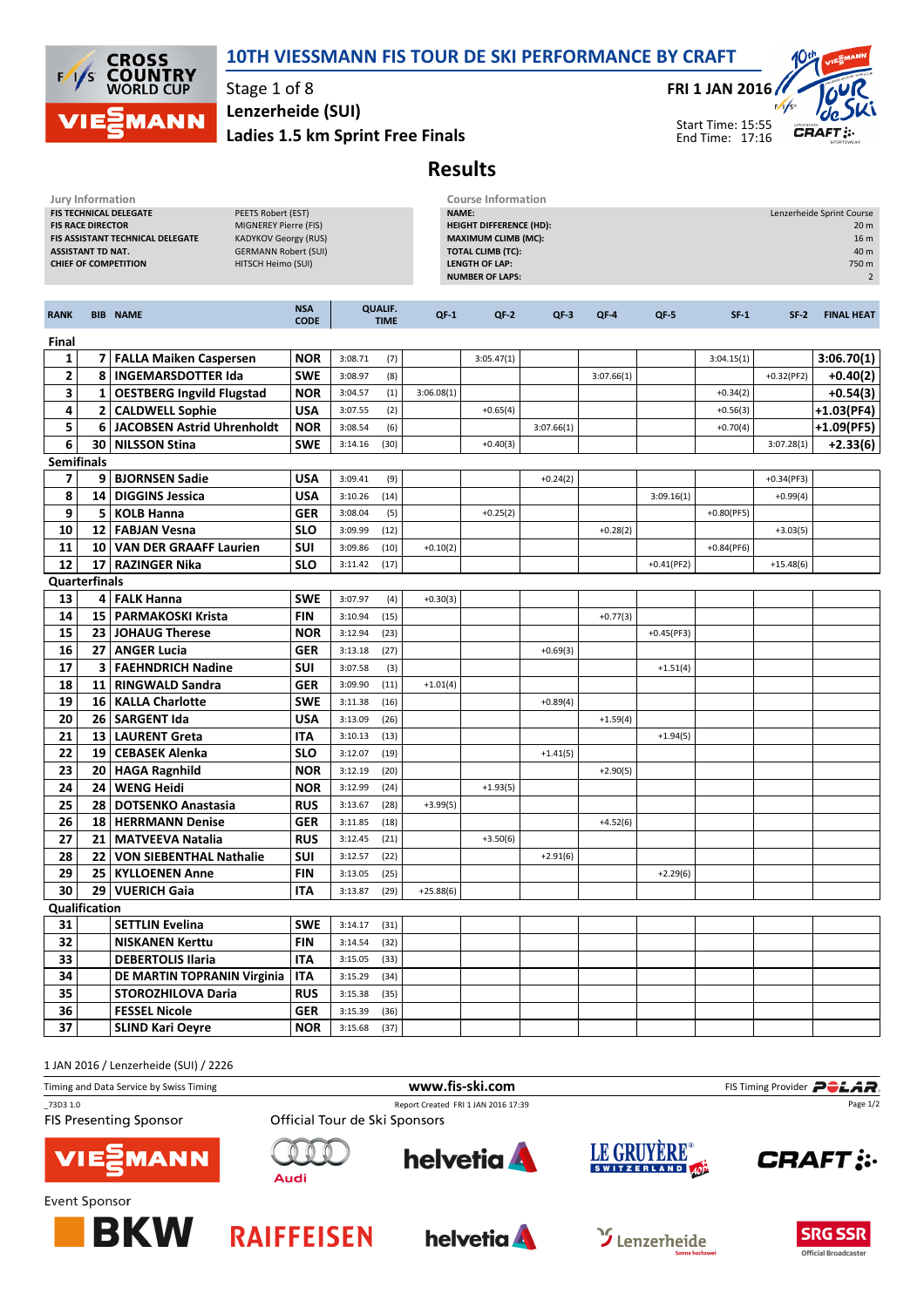# 10TH VIESSMANN FIS TOUR DE SKI PERFORMANCE BY CRAFT

Stage 1 of 8
Lenzerheide (SUI)
Ladies 1.5 km Sprint Free Finals

FRI 1 JAN 2016

Start Time: 15:55
End Time: 17:16

## Results

| Jury Information | |
|---|---|
| FIS TECHNICAL DELEGATE | PEETS Robert (EST) |
| FIS RACE DIRECTOR | MIGNEREY Pierre (FIS) |
| FIS ASSISTANT TECHNICAL DELEGATE | KADYKOV Georgy (RUS) |
| ASSISTANT TD NAT. | GERMANN Robert (SUI) |
| CHIEF OF COMPETITION | HITSCH Heimo (SUI) |

| Course Information | |
|---|---|
| NAME: | Lenzerheide Sprint Course |
| HEIGHT DIFFERENCE (HD): | 20 m |
| MAXIMUM CLIMB (MC): | 16 m |
| TOTAL CLIMB (TC): | 40 m |
| LENGTH OF LAP: | 750 m |
| NUMBER OF LAPS: | 2 |

| RANK | BIB | NAME | NSA CODE | QUALIF. TIME | | QF-1 | QF-2 | QF-3 | QF-4 | QF-5 | SF-1 | SF-2 | FINAL HEAT |
|---|---|---|---|---|---|---|---|---|---|---|---|---|---|
| **Final** | | | | | | | | | | | | | |
| 1 | 7 | FALLA Maiken Caspersen | NOR | 3:08.71 | (7) | | 3:05.47(1) | | | | 3:04.15(1) | | 3:06.70(1) |
| 2 | 8 | INGEMARSDOTTER Ida | SWE | 3:08.97 | (8) | | | | 3:07.66(1) | | | +0.32(PF2) | +0.40(2) |
| 3 | 1 | OESTBERG Ingvild Flugstad | NOR | 3:04.57 | (1) | 3:06.08(1) | | | | | +0.34(2) | | +0.54(3) |
| 4 | 2 | CALDWELL Sophie | USA | 3:07.55 | (2) | | +0.65(4) | | | | +0.56(3) | | +1.03(PF4) |
| 5 | 6 | JACOBSEN Astrid Uhrenholdt | NOR | 3:08.54 | (6) | | | 3:07.66(1) | | | +0.70(4) | | +1.09(PF5) |
| 6 | 30 | NILSSON Stina | SWE | 3:14.16 | (30) | | +0.40(3) | | | | | 3:07.28(1) | +2.33(6) |
| **Semifinals** | | | | | | | | | | | | | |
| 7 | 9 | BJORNSEN Sadie | USA | 3:09.41 | (9) | | | +0.24(2) | | | | +0.34(PF3) | |
| 8 | 14 | DIGGINS Jessica | USA | 3:10.26 | (14) | | | | | 3:09.16(1) | | +0.99(4) | |
| 9 | 5 | KOLB Hanna | GER | 3:08.04 | (5) | | +0.25(2) | | | | +0.80(PF5) | | |
| 10 | 12 | FABJAN Vesna | SLO | 3:09.99 | (12) | | | | +0.28(2) | | | +3.03(5) | |
| 11 | 10 | VAN DER GRAAFF Laurien | SUI | 3:09.86 | (10) | +0.10(2) | | | | | +0.84(PF6) | | |
| 12 | 17 | RAZINGER Nika | SLO | 3:11.42 | (17) | | | | | +0.41(PF2) | | +15.48(6) | |
| **Quarterfinals** | | | | | | | | | | | | | |
| 13 | 4 | FALK Hanna | SWE | 3:07.97 | (4) | +0.30(3) | | | | | | | |
| 14 | 15 | PARMAKOSKI Krista | FIN | 3:10.94 | (15) | | | | +0.77(3) | | | | |
| 15 | 23 | JOHAUG Therese | NOR | 3:12.94 | (23) | | | | | +0.45(PF3) | | | |
| 16 | 27 | ANGER Lucia | GER | 3:13.18 | (27) | | | +0.69(3) | | | | | |
| 17 | 3 | FAEHNDRICH Nadine | SUI | 3:07.58 | (3) | | | | | +1.51(4) | | | |
| 18 | 11 | RINGWALD Sandra | GER | 3:09.90 | (11) | +1.01(4) | | | | | | | |
| 19 | 16 | KALLA Charlotte | SWE | 3:11.38 | (16) | | | +0.89(4) | | | | | |
| 20 | 26 | SARGENT Ida | USA | 3:13.09 | (26) | | | | +1.59(4) | | | | |
| 21 | 13 | LAURENT Greta | ITA | 3:10.13 | (13) | | | | | +1.94(5) | | | |
| 22 | 19 | CEBASEK Alenka | SLO | 3:12.07 | (19) | | | +1.41(5) | | | | | |
| 23 | 20 | HAGA Ragnhild | NOR | 3:12.19 | (20) | | | | +2.90(5) | | | | |
| 24 | 24 | WENG Heidi | NOR | 3:12.99 | (24) | | +1.93(5) | | | | | | |
| 25 | 28 | DOTSENKO Anastasia | RUS | 3:13.67 | (28) | +3.99(5) | | | | | | | |
| 26 | 18 | HERRMANN Denise | GER | 3:11.85 | (18) | | | | +4.52(6) | | | | |
| 27 | 21 | MATVEEVA Natalia | RUS | 3:12.45 | (21) | | +3.50(6) | | | | | | |
| 28 | 22 | VON SIEBENTHAL Nathalie | SUI | 3:12.57 | (22) | | | +2.91(6) | | | | | |
| 29 | 25 | KYLLOENEN Anne | FIN | 3:13.05 | (25) | | | | | +2.29(6) | | | |
| 30 | 29 | VUERICH Gaia | ITA | 3:13.87 | (29) | +25.88(6) | | | | | | | |
| **Qualification** | | | | | | | | | | | | | |
| 31 | | SETTLIN Evelina | SWE | 3:14.17 | (31) | | | | | | | | |
| 32 | | NISKANEN Kerttu | FIN | 3:14.54 | (32) | | | | | | | | |
| 33 | | DEBERTOLIS Ilaria | ITA | 3:15.05 | (33) | | | | | | | | |
| 34 | | DE MARTIN TOPRANIN Virginia | ITA | 3:15.29 | (34) | | | | | | | | |
| 35 | | STOROZHILOVA Daria | RUS | 3:15.38 | (35) | | | | | | | | |
| 36 | | FESSEL Nicole | GER | 3:15.39 | (36) | | | | | | | | |
| 37 | | SLIND Kari Oeyre | NOR | 3:15.68 | (37) | | | | | | | | |

1 JAN 2016 / Lenzerheide (SUI) / 2226

Timing and Data Service by Swiss Timing — www.fis-ski.com — FIS Timing Provider POLAR

_73D3 1.0 — Report Created FRI 1 JAN 2016 17:39

FIS Presenting Sponsor: VIESSMANN
Official Tour de Ski Sponsors: Audi, helvetia, LE GRUYÈRE SWITZERLAND, CRAFT
Event Sponsor: BKW, RAIFFEISEN, helvetia, Lenzerheide, SRG SSR Official Broadcaster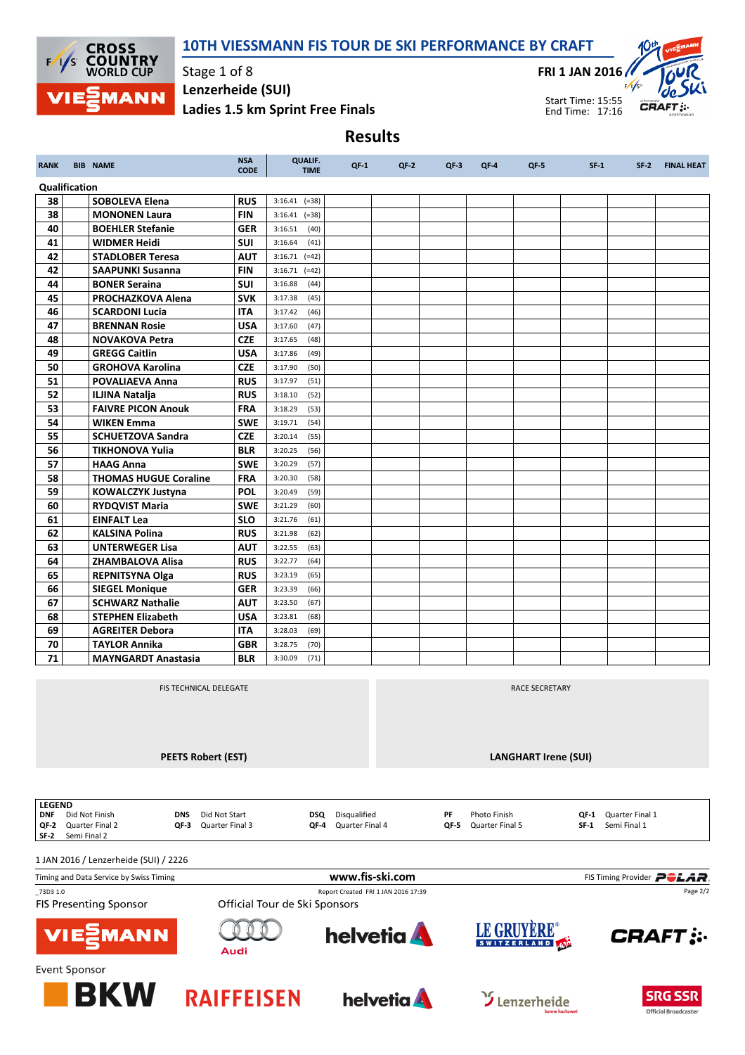# 10TH VIESSMANN FIS TOUR DE SKI PERFORMANCE BY CRAFT

Stage 1 of 8
Lenzerheide (SUI)
Ladies 1.5 km Sprint Free Finals

FRI 1 JAN 2016
Start Time: 15:55
End Time: 17:16

## Results

| RANK | BIB | NAME | NSA CODE | QUALIF. TIME | QF-1 | QF-2 | QF-3 | QF-4 | QF-5 | SF-1 | SF-2 | FINAL HEAT |
|---|---|---|---|---|---|---|---|---|---|---|---|---|
| **Qualification** | | | | | | | | | | | | |
| 38 | | SOBOLEVA Elena | RUS | 3:16.41 (=38) | | | | | | | | |
| 38 | | MONONEN Laura | FIN | 3:16.41 (=38) | | | | | | | | |
| 40 | | BOEHLER Stefanie | GER | 3:16.51 (40) | | | | | | | | |
| 41 | | WIDMER Heidi | SUI | 3:16.64 (41) | | | | | | | | |
| 42 | | STADLOBER Teresa | AUT | 3:16.71 (=42) | | | | | | | | |
| 42 | | SAAPUNKI Susanna | FIN | 3:16.71 (=42) | | | | | | | | |
| 44 | | BONER Seraina | SUI | 3:16.88 (44) | | | | | | | | |
| 45 | | PROCHAZKOVA Alena | SVK | 3:17.38 (45) | | | | | | | | |
| 46 | | SCARDONI Lucia | ITA | 3:17.42 (46) | | | | | | | | |
| 47 | | BRENNAN Rosie | USA | 3:17.60 (47) | | | | | | | | |
| 48 | | NOVAKOVA Petra | CZE | 3:17.65 (48) | | | | | | | | |
| 49 | | GREGG Caitlin | USA | 3:17.86 (49) | | | | | | | | |
| 50 | | GROHOVA Karolina | CZE | 3:17.90 (50) | | | | | | | | |
| 51 | | POVALIAEVA Anna | RUS | 3:17.97 (51) | | | | | | | | |
| 52 | | ILJINA Natalja | RUS | 3:18.10 (52) | | | | | | | | |
| 53 | | FAIVRE PICON Anouk | FRA | 3:18.29 (53) | | | | | | | | |
| 54 | | WIKEN Emma | SWE | 3:19.71 (54) | | | | | | | | |
| 55 | | SCHUETZOVA Sandra | CZE | 3:20.14 (55) | | | | | | | | |
| 56 | | TIKHONOVA Yulia | BLR | 3:20.25 (56) | | | | | | | | |
| 57 | | HAAG Anna | SWE | 3:20.29 (57) | | | | | | | | |
| 58 | | THOMAS HUGUE Coraline | FRA | 3:20.30 (58) | | | | | | | | |
| 59 | | KOWALCZYK Justyna | POL | 3:20.49 (59) | | | | | | | | |
| 60 | | RYDQVIST Maria | SWE | 3:21.29 (60) | | | | | | | | |
| 61 | | EINFALT Lea | SLO | 3:21.76 (61) | | | | | | | | |
| 62 | | KALSINA Polina | RUS | 3:21.98 (62) | | | | | | | | |
| 63 | | UNTERWEGER Lisa | AUT | 3:22.55 (63) | | | | | | | | |
| 64 | | ZHAMBALOVA Alisa | RUS | 3:22.77 (64) | | | | | | | | |
| 65 | | REPNITSYNA Olga | RUS | 3:23.19 (65) | | | | | | | | |
| 66 | | SIEGEL Monique | GER | 3:23.39 (66) | | | | | | | | |
| 67 | | SCHWARZ Nathalie | AUT | 3:23.50 (67) | | | | | | | | |
| 68 | | STEPHEN Elizabeth | USA | 3:23.81 (68) | | | | | | | | |
| 69 | | AGREITER Debora | ITA | 3:28.03 (69) | | | | | | | | |
| 70 | | TAYLOR Annika | GBR | 3:28.75 (70) | | | | | | | | |
| 71 | | MAYNGARDT Anastasia | BLR | 3:30.09 (71) | | | | | | | | |

FIS TECHNICAL DELEGATE

**PEETS Robert (EST)**

RACE SECRETARY

**LANGHART Irene (SUI)**

**LEGEND**

| | | | | | | | | | |
|---|---|---|---|---|---|---|---|---|---|
| **DNF** | Did Not Finish | **DNS** | Did Not Start | **DSQ** | Disqualified | **PF** | Photo Finish | **QF-1** | Quarter Final 1 |
| **QF-2** | Quarter Final 2 | **QF-3** | Quarter Final 3 | **QF-4** | Quarter Final 4 | **QF-5** | Quarter Final 5 | **SF-1** | Semi Final 1 |
| **SF-2** | Semi Final 2 | | | | | | | | |

1 JAN 2016 / Lenzerheide (SUI) / 2226

Timing and Data Service by Swiss Timing — www.fis-ski.com — FIS Timing Provider POLAR

_73D3 1.0 — Report Created FRI 1 JAN 2016 17:39

FIS Presenting Sponsor: VIESSMANN

Official Tour de Ski Sponsors: Audi, helvetia, LE GRUYÈRE SWITZERLAND, CRAFT

Event Sponsor: BKW, RAIFFEISEN, helvetia, Lenzerheide, SRG SSR Official Broadcaster